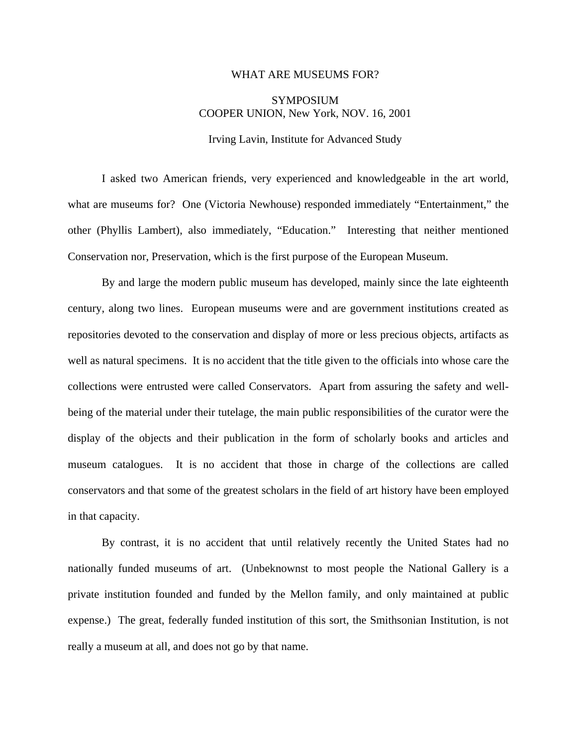# WHAT ARE MUSEUMS FOR?

SYMPOSIUM
COOPER UNION, New York, NOV. 16, 2001

Irving Lavin, Institute for Advanced Study

I asked two American friends, very experienced and knowledgeable in the art world, what are museums for? One (Victoria Newhouse) responded immediately "Entertainment," the other (Phyllis Lambert), also immediately, "Education." Interesting that neither mentioned Conservation nor, Preservation, which is the first purpose of the European Museum.

By and large the modern public museum has developed, mainly since the late eighteenth century, along two lines. European museums were and are government institutions created as repositories devoted to the conservation and display of more or less precious objects, artifacts as well as natural specimens. It is no accident that the title given to the officials into whose care the collections were entrusted were called Conservators. Apart from assuring the safety and well-being of the material under their tutelage, the main public responsibilities of the curator were the display of the objects and their publication in the form of scholarly books and articles and museum catalogues. It is no accident that those in charge of the collections are called conservators and that some of the greatest scholars in the field of art history have been employed in that capacity.

By contrast, it is no accident that until relatively recently the United States had no nationally funded museums of art. (Unbeknownst to most people the National Gallery is a private institution founded and funded by the Mellon family, and only maintained at public expense.) The great, federally funded institution of this sort, the Smithsonian Institution, is not really a museum at all, and does not go by that name.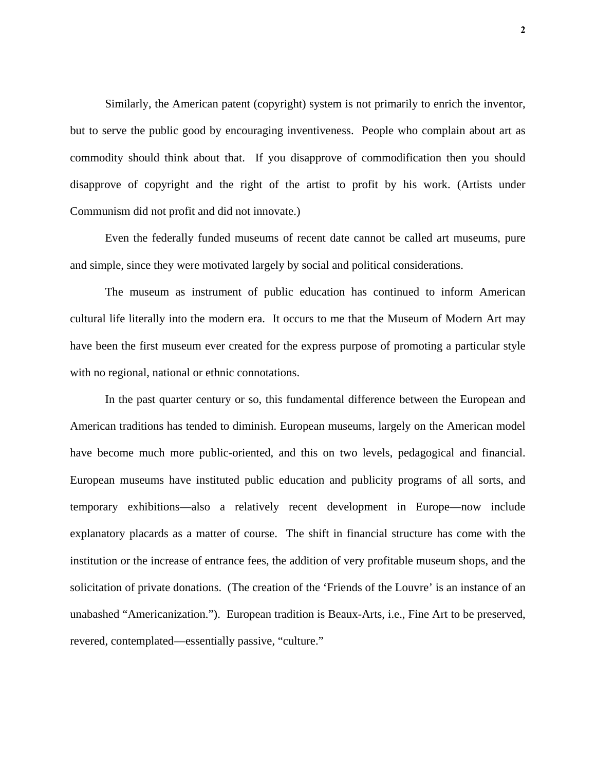Similarly, the American patent (copyright) system is not primarily to enrich the inventor, but to serve the public good by encouraging inventiveness. People who complain about art as commodity should think about that. If you disapprove of commodification then you should disapprove of copyright and the right of the artist to profit by his work. (Artists under Communism did not profit and did not innovate.)

Even the federally funded museums of recent date cannot be called art museums, pure and simple, since they were motivated largely by social and political considerations.

The museum as instrument of public education has continued to inform American cultural life literally into the modern era. It occurs to me that the Museum of Modern Art may have been the first museum ever created for the express purpose of promoting a particular style with no regional, national or ethnic connotations.

In the past quarter century or so, this fundamental difference between the European and American traditions has tended to diminish. European museums, largely on the American model have become much more public-oriented, and this on two levels, pedagogical and financial. European museums have instituted public education and publicity programs of all sorts, and temporary exhibitions—also a relatively recent development in Europe—now include explanatory placards as a matter of course. The shift in financial structure has come with the institution or the increase of entrance fees, the addition of very profitable museum shops, and the solicitation of private donations. (The creation of the 'Friends of the Louvre' is an instance of an unabashed "Americanization."). European tradition is Beaux-Arts, i.e., Fine Art to be preserved, revered, contemplated—essentially passive, "culture."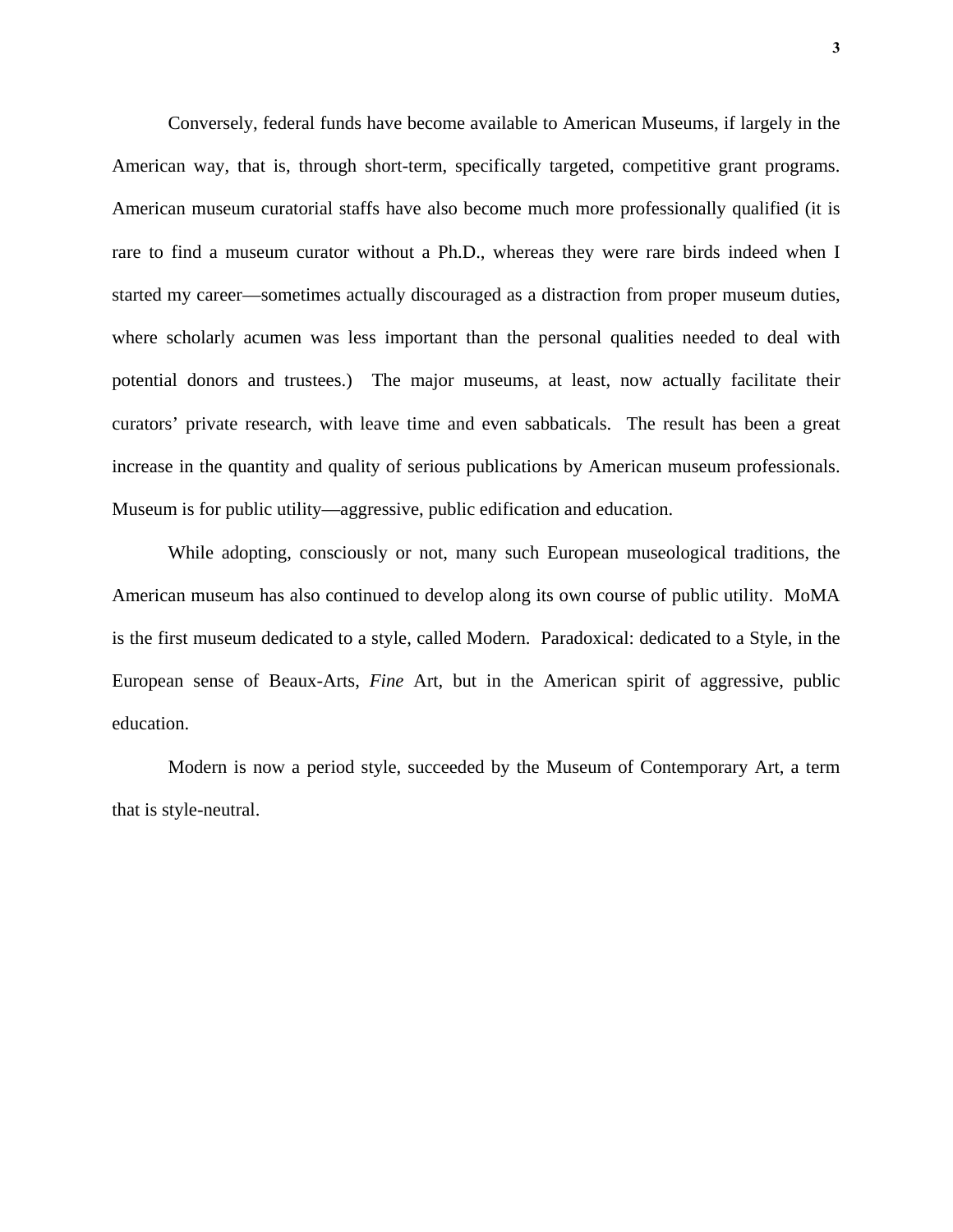Conversely, federal funds have become available to American Museums, if largely in the American way, that is, through short-term, specifically targeted, competitive grant programs. American museum curatorial staffs have also become much more professionally qualified (it is rare to find a museum curator without a Ph.D., whereas they were rare birds indeed when I started my career—sometimes actually discouraged as a distraction from proper museum duties, where scholarly acumen was less important than the personal qualities needed to deal with potential donors and trustees.)  The major museums, at least, now actually facilitate their curators' private research, with leave time and even sabbaticals.  The result has been a great increase in the quantity and quality of serious publications by American museum professionals. Museum is for public utility—aggressive, public edification and education.

While adopting, consciously or not, many such European museological traditions, the American museum has also continued to develop along its own course of public utility.  MoMA is the first museum dedicated to a style, called Modern.  Paradoxical: dedicated to a Style, in the European sense of Beaux-Arts, *Fine* Art, but in the American spirit of aggressive, public education.

Modern is now a period style, succeeded by the Museum of Contemporary Art, a term that is style-neutral.